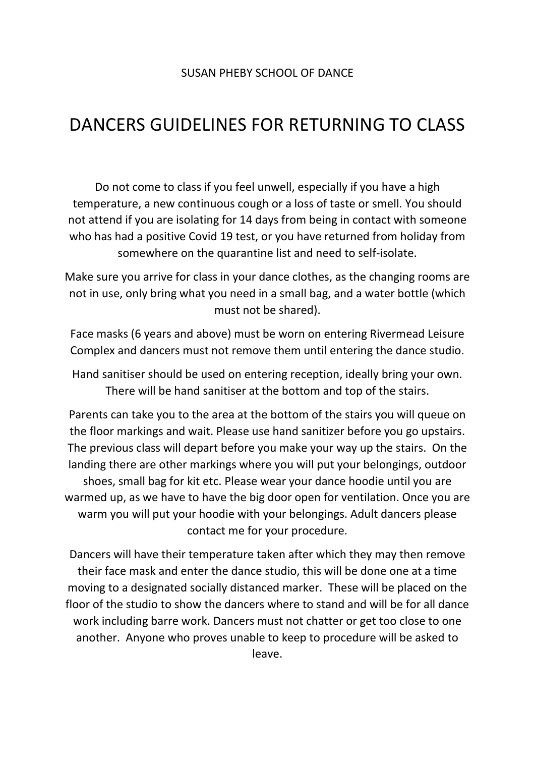SUSAN PHEBY SCHOOL OF DANCE

# DANCERS GUIDELINES FOR RETURNING TO CLASS

Do not come to class if you feel unwell, especially if you have a high temperature, a new continuous cough or a loss of taste or smell. You should not attend if you are isolating for 14 days from being in contact with someone who has had a positive Covid 19 test, or you have returned from holiday from somewhere on the quarantine list and need to self-isolate.

Make sure you arrive for class in your dance clothes, as the changing rooms are not in use, only bring what you need in a small bag, and a water bottle (which must not be shared).

Face masks (6 years and above) must be worn on entering Rivermead Leisure Complex and dancers must not remove them until entering the dance studio.

Hand sanitiser should be used on entering reception, ideally bring your own. There will be hand sanitiser at the bottom and top of the stairs.

Parents can take you to the area at the bottom of the stairs you will queue on the floor markings and wait. Please use hand sanitizer before you go upstairs. The previous class will depart before you make your way up the stairs. On the landing there are other markings where you will put your belongings, outdoor shoes, small bag for kit etc. Please wear your dance hoodie until you are warmed up, as we have to have the big door open for ventilation. Once you are warm you will put your hoodie with your belongings. Adult dancers please contact me for your procedure.

Dancers will have their temperature taken after which they may then remove their face mask and enter the dance studio, this will be done one at a time moving to a designated socially distanced marker. These will be placed on the floor of the studio to show the dancers where to stand and will be for all dance work including barre work. Dancers must not chatter or get too close to one another. Anyone who proves unable to keep to procedure will be asked to leave.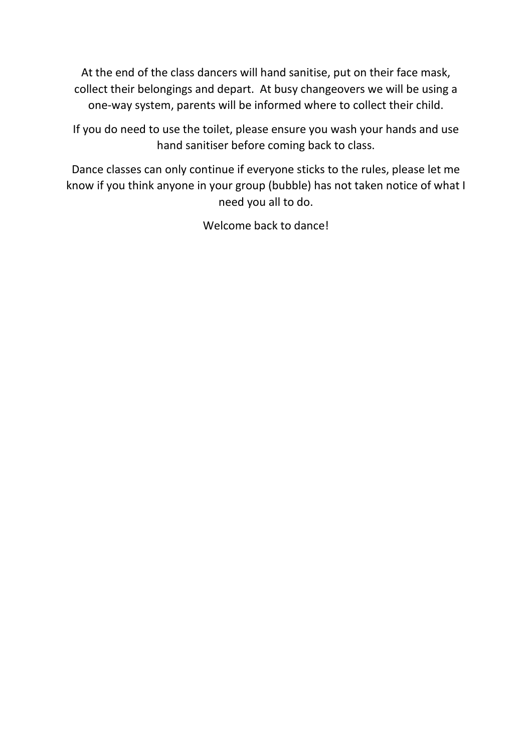At the end of the class dancers will hand sanitise, put on their face mask, collect their belongings and depart.  At busy changeovers we will be using a one-way system, parents will be informed where to collect their child.

If you do need to use the toilet, please ensure you wash your hands and use hand sanitiser before coming back to class.

Dance classes can only continue if everyone sticks to the rules, please let me know if you think anyone in your group (bubble) has not taken notice of what I need you all to do.

Welcome back to dance!